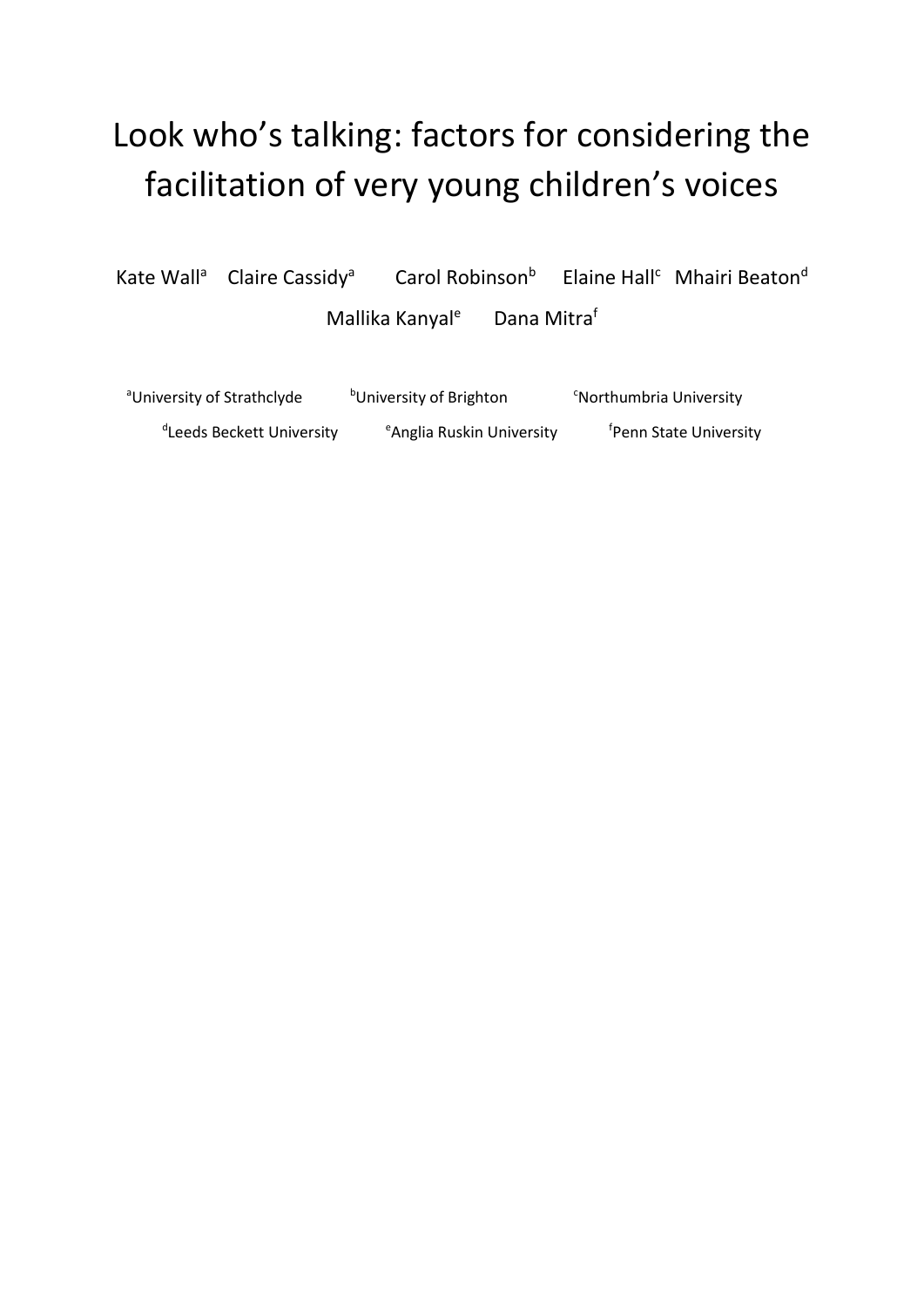# Look who's talking: factors for considering the facilitation of very young children's voices

Kate Wall[a] Claire Cassidy[a] Carol Robinson[b] Elaine Hall[c] Mhairi Beaton[d] Mallika Kanyal[e] Dana Mitra[f]

[a]University of Strathclyde [b]University of Brighton [c]Northumbria University [d]Leeds Beckett University [e]Anglia Ruskin University [f]Penn State University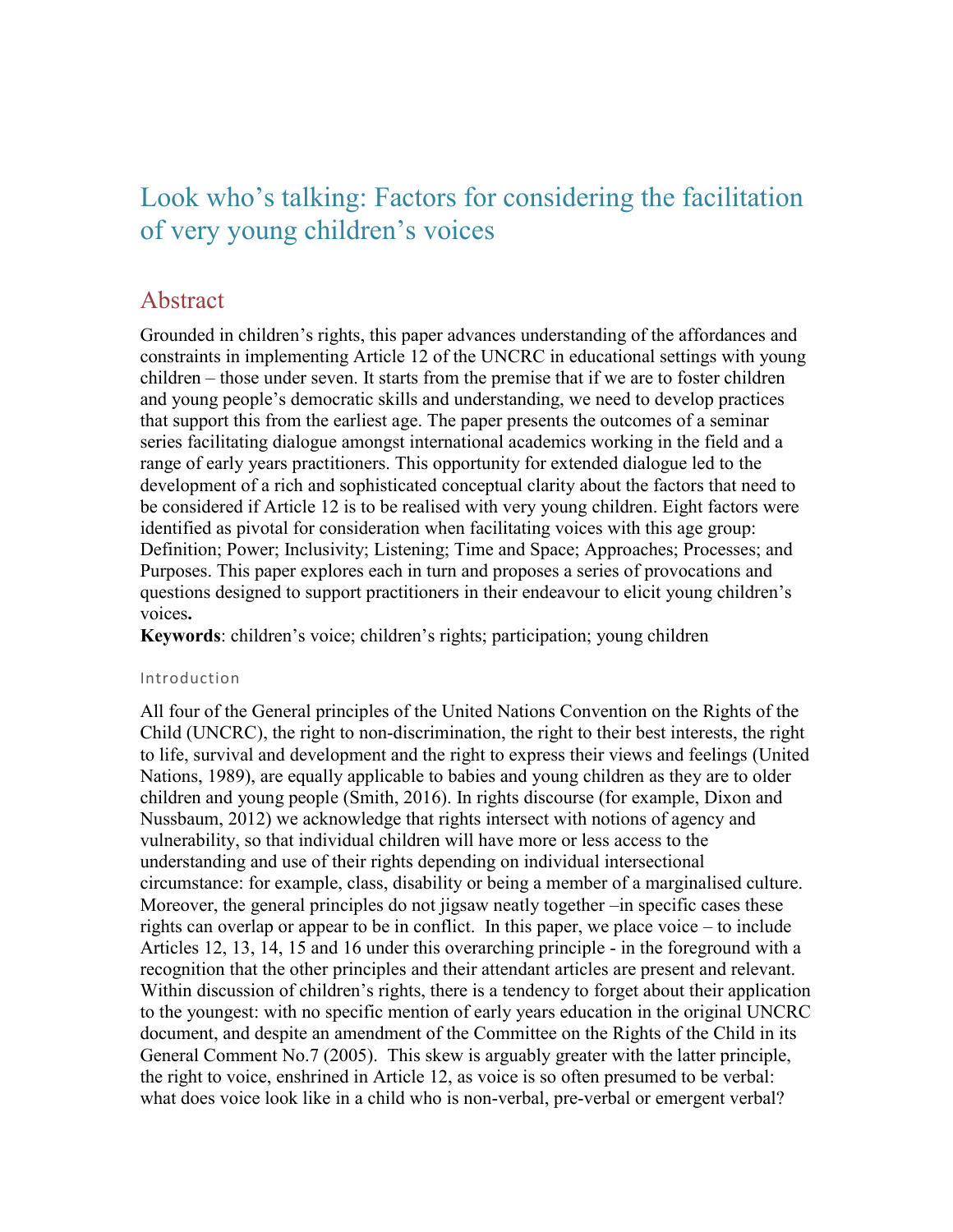# Look who's talking: Factors for considering the facilitation of very young children's voices

## Abstract

Grounded in children's rights, this paper advances understanding of the affordances and constraints in implementing Article 12 of the UNCRC in educational settings with young children – those under seven. It starts from the premise that if we are to foster children and young people's democratic skills and understanding, we need to develop practices that support this from the earliest age. The paper presents the outcomes of a seminar series facilitating dialogue amongst international academics working in the field and a range of early years practitioners. This opportunity for extended dialogue led to the development of a rich and sophisticated conceptual clarity about the factors that need to be considered if Article 12 is to be realised with very young children. Eight factors were identified as pivotal for consideration when facilitating voices with this age group: Definition; Power; Inclusivity; Listening; Time and Space; Approaches; Processes; and Purposes. This paper explores each in turn and proposes a series of provocations and questions designed to support practitioners in their endeavour to elicit young children's voices**.**

**Keywords**: children's voice; children's rights; participation; young children

### Introduction

All four of the General principles of the United Nations Convention on the Rights of the Child (UNCRC), the right to non-discrimination, the right to their best interests, the right to life, survival and development and the right to express their views and feelings (United Nations, 1989), are equally applicable to babies and young children as they are to older children and young people (Smith, 2016). In rights discourse (for example, Dixon and Nussbaum, 2012) we acknowledge that rights intersect with notions of agency and vulnerability, so that individual children will have more or less access to the understanding and use of their rights depending on individual intersectional circumstance: for example, class, disability or being a member of a marginalised culture. Moreover, the general principles do not jigsaw neatly together –in specific cases these rights can overlap or appear to be in conflict. In this paper, we place voice – to include Articles 12, 13, 14, 15 and 16 under this overarching principle - in the foreground with a recognition that the other principles and their attendant articles are present and relevant. Within discussion of children's rights, there is a tendency to forget about their application to the youngest: with no specific mention of early years education in the original UNCRC document, and despite an amendment of the Committee on the Rights of the Child in its General Comment No.7 (2005). This skew is arguably greater with the latter principle, the right to voice, enshrined in Article 12, as voice is so often presumed to be verbal: what does voice look like in a child who is non-verbal, pre-verbal or emergent verbal?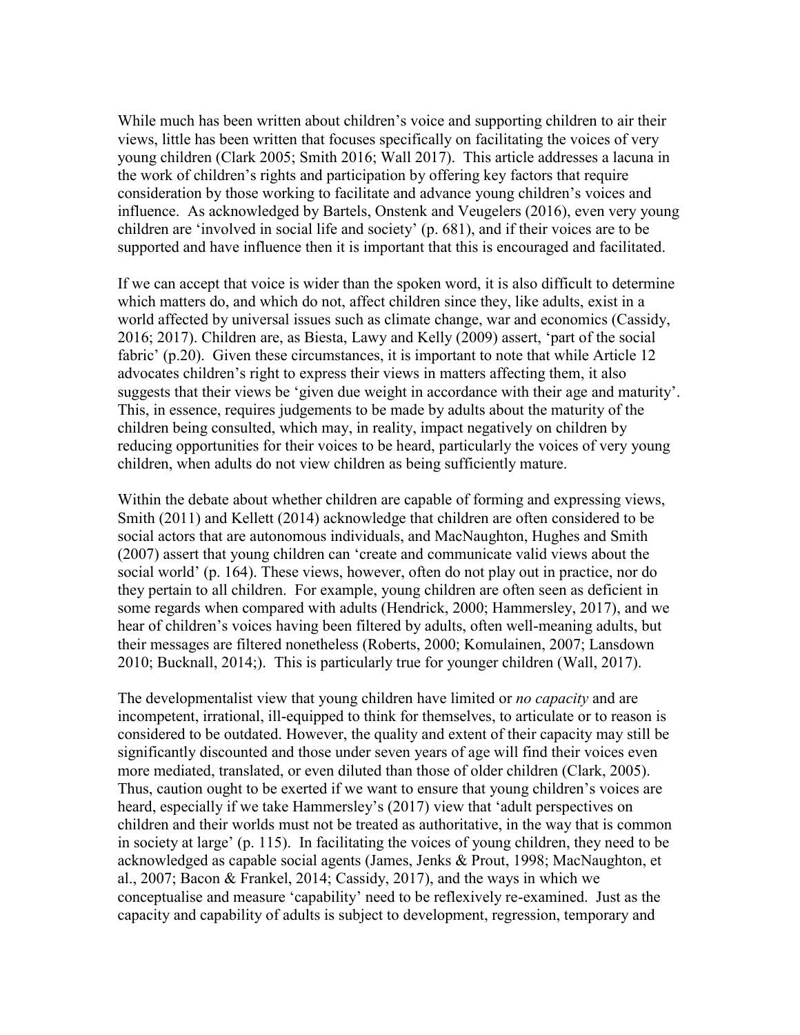While much has been written about children's voice and supporting children to air their views, little has been written that focuses specifically on facilitating the voices of very young children (Clark 2005; Smith 2016; Wall 2017). This article addresses a lacuna in the work of children's rights and participation by offering key factors that require consideration by those working to facilitate and advance young children's voices and influence. As acknowledged by Bartels, Onstenk and Veugelers (2016), even very young children are 'involved in social life and society' (p. 681), and if their voices are to be supported and have influence then it is important that this is encouraged and facilitated.

If we can accept that voice is wider than the spoken word, it is also difficult to determine which matters do, and which do not, affect children since they, like adults, exist in a world affected by universal issues such as climate change, war and economics (Cassidy, 2016; 2017). Children are, as Biesta, Lawy and Kelly (2009) assert, 'part of the social fabric' (p.20). Given these circumstances, it is important to note that while Article 12 advocates children's right to express their views in matters affecting them, it also suggests that their views be 'given due weight in accordance with their age and maturity'. This, in essence, requires judgements to be made by adults about the maturity of the children being consulted, which may, in reality, impact negatively on children by reducing opportunities for their voices to be heard, particularly the voices of very young children, when adults do not view children as being sufficiently mature.

Within the debate about whether children are capable of forming and expressing views, Smith (2011) and Kellett (2014) acknowledge that children are often considered to be social actors that are autonomous individuals, and MacNaughton, Hughes and Smith (2007) assert that young children can 'create and communicate valid views about the social world' (p. 164). These views, however, often do not play out in practice, nor do they pertain to all children. For example, young children are often seen as deficient in some regards when compared with adults (Hendrick, 2000; Hammersley, 2017), and we hear of children's voices having been filtered by adults, often well-meaning adults, but their messages are filtered nonetheless (Roberts, 2000; Komulainen, 2007; Lansdown 2010; Bucknall, 2014;). This is particularly true for younger children (Wall, 2017).

The developmentalist view that young children have limited or *no capacity* and are incompetent, irrational, ill-equipped to think for themselves, to articulate or to reason is considered to be outdated. However, the quality and extent of their capacity may still be significantly discounted and those under seven years of age will find their voices even more mediated, translated, or even diluted than those of older children (Clark, 2005). Thus, caution ought to be exerted if we want to ensure that young children's voices are heard, especially if we take Hammersley's (2017) view that 'adult perspectives on children and their worlds must not be treated as authoritative, in the way that is common in society at large' (p. 115). In facilitating the voices of young children, they need to be acknowledged as capable social agents (James, Jenks & Prout, 1998; MacNaughton, et al., 2007; Bacon & Frankel, 2014; Cassidy, 2017), and the ways in which we conceptualise and measure 'capability' need to be reflexively re-examined. Just as the capacity and capability of adults is subject to development, regression, temporary and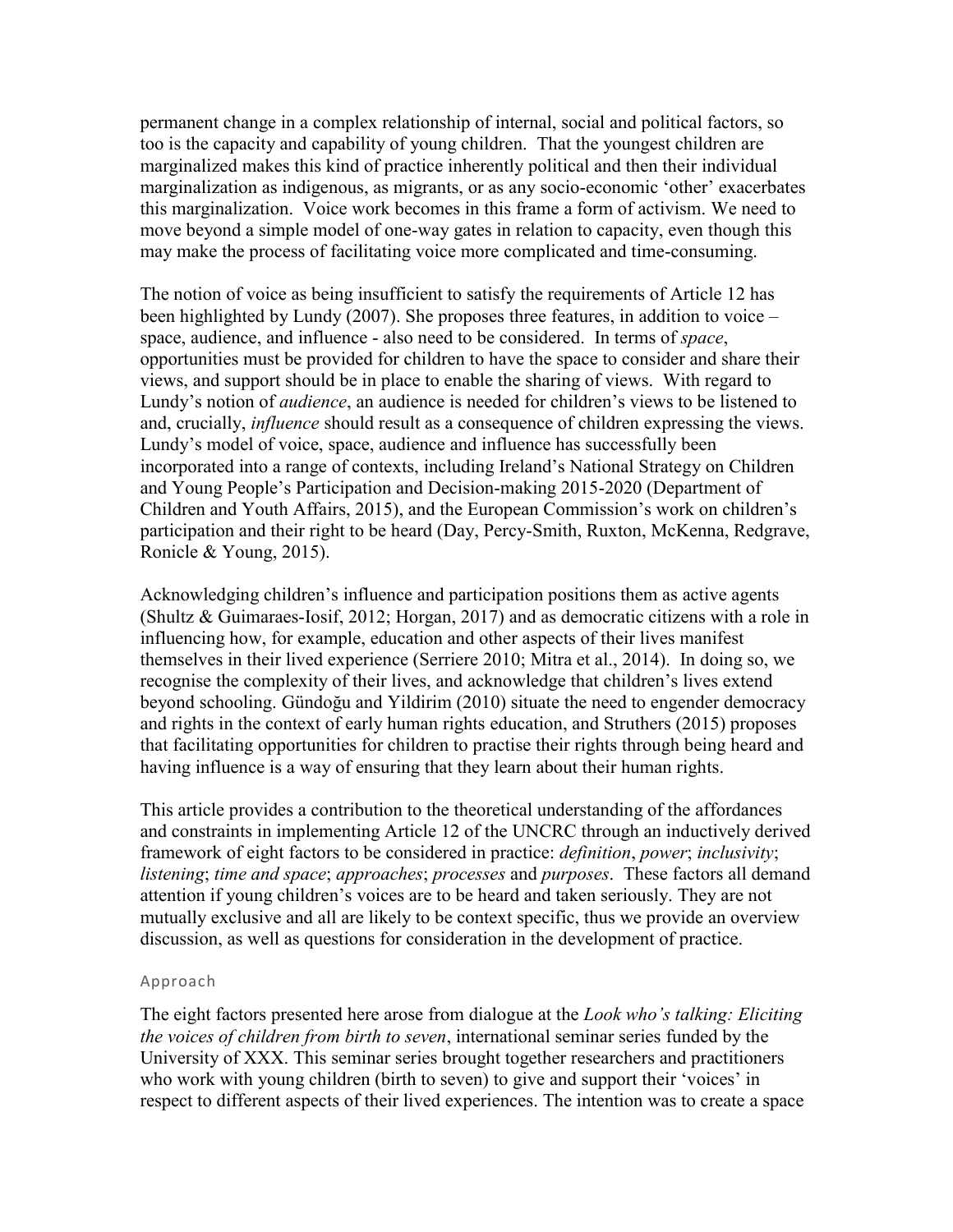permanent change in a complex relationship of internal, social and political factors, so too is the capacity and capability of young children. That the youngest children are marginalized makes this kind of practice inherently political and then their individual marginalization as indigenous, as migrants, or as any socio-economic 'other' exacerbates this marginalization. Voice work becomes in this frame a form of activism. We need to move beyond a simple model of one-way gates in relation to capacity, even though this may make the process of facilitating voice more complicated and time-consuming.

The notion of voice as being insufficient to satisfy the requirements of Article 12 has been highlighted by Lundy (2007). She proposes three features, in addition to voice – space, audience, and influence - also need to be considered. In terms of *space*, opportunities must be provided for children to have the space to consider and share their views, and support should be in place to enable the sharing of views. With regard to Lundy's notion of *audience*, an audience is needed for children's views to be listened to and, crucially, *influence* should result as a consequence of children expressing the views. Lundy's model of voice, space, audience and influence has successfully been incorporated into a range of contexts, including Ireland's National Strategy on Children and Young People's Participation and Decision-making 2015-2020 (Department of Children and Youth Affairs, 2015), and the European Commission's work on children's participation and their right to be heard (Day, Percy-Smith, Ruxton, McKenna, Redgrave, Ronicle & Young, 2015).

Acknowledging children's influence and participation positions them as active agents (Shultz & Guimaraes-Iosif, 2012; Horgan, 2017) and as democratic citizens with a role in influencing how, for example, education and other aspects of their lives manifest themselves in their lived experience (Serriere 2010; Mitra et al., 2014). In doing so, we recognise the complexity of their lives, and acknowledge that children's lives extend beyond schooling. Gündoğu and Yildirim (2010) situate the need to engender democracy and rights in the context of early human rights education, and Struthers (2015) proposes that facilitating opportunities for children to practise their rights through being heard and having influence is a way of ensuring that they learn about their human rights.

This article provides a contribution to the theoretical understanding of the affordances and constraints in implementing Article 12 of the UNCRC through an inductively derived framework of eight factors to be considered in practice: *definition*, *power*; *inclusivity*; *listening*; *time and space*; *approaches*; *processes* and *purposes*. These factors all demand attention if young children's voices are to be heard and taken seriously. They are not mutually exclusive and all are likely to be context specific, thus we provide an overview discussion, as well as questions for consideration in the development of practice.

## Approach

The eight factors presented here arose from dialogue at the *Look who's talking: Eliciting the voices of children from birth to seven*, international seminar series funded by the University of XXX. This seminar series brought together researchers and practitioners who work with young children (birth to seven) to give and support their 'voices' in respect to different aspects of their lived experiences. The intention was to create a space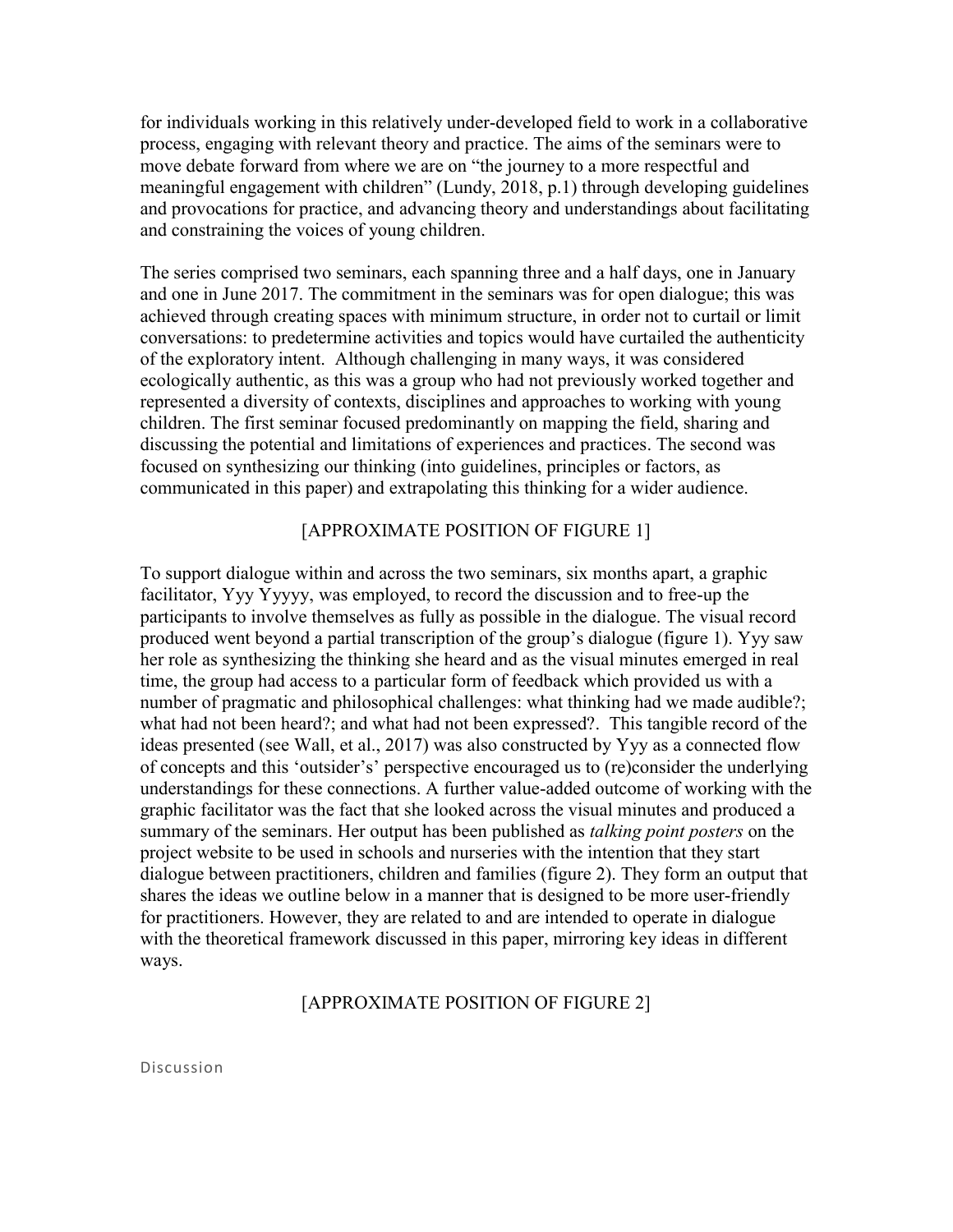for individuals working in this relatively under-developed field to work in a collaborative process, engaging with relevant theory and practice. The aims of the seminars were to move debate forward from where we are on "the journey to a more respectful and meaningful engagement with children" (Lundy, 2018, p.1) through developing guidelines and provocations for practice, and advancing theory and understandings about facilitating and constraining the voices of young children.

The series comprised two seminars, each spanning three and a half days, one in January and one in June 2017. The commitment in the seminars was for open dialogue; this was achieved through creating spaces with minimum structure, in order not to curtail or limit conversations: to predetermine activities and topics would have curtailed the authenticity of the exploratory intent. Although challenging in many ways, it was considered ecologically authentic, as this was a group who had not previously worked together and represented a diversity of contexts, disciplines and approaches to working with young children. The first seminar focused predominantly on mapping the field, sharing and discussing the potential and limitations of experiences and practices. The second was focused on synthesizing our thinking (into guidelines, principles or factors, as communicated in this paper) and extrapolating this thinking for a wider audience.

[APPROXIMATE POSITION OF FIGURE 1]

To support dialogue within and across the two seminars, six months apart, a graphic facilitator, Yyy Yyyyy, was employed, to record the discussion and to free-up the participants to involve themselves as fully as possible in the dialogue. The visual record produced went beyond a partial transcription of the group's dialogue (figure 1). Yyy saw her role as synthesizing the thinking she heard and as the visual minutes emerged in real time, the group had access to a particular form of feedback which provided us with a number of pragmatic and philosophical challenges: what thinking had we made audible?; what had not been heard?; and what had not been expressed?. This tangible record of the ideas presented (see Wall, et al., 2017) was also constructed by Yyy as a connected flow of concepts and this 'outsider's' perspective encouraged us to (re)consider the underlying understandings for these connections. A further value-added outcome of working with the graphic facilitator was the fact that she looked across the visual minutes and produced a summary of the seminars. Her output has been published as *talking point posters* on the project website to be used in schools and nurseries with the intention that they start dialogue between practitioners, children and families (figure 2). They form an output that shares the ideas we outline below in a manner that is designed to be more user-friendly for practitioners. However, they are related to and are intended to operate in dialogue with the theoretical framework discussed in this paper, mirroring key ideas in different ways.

[APPROXIMATE POSITION OF FIGURE 2]

## Discussion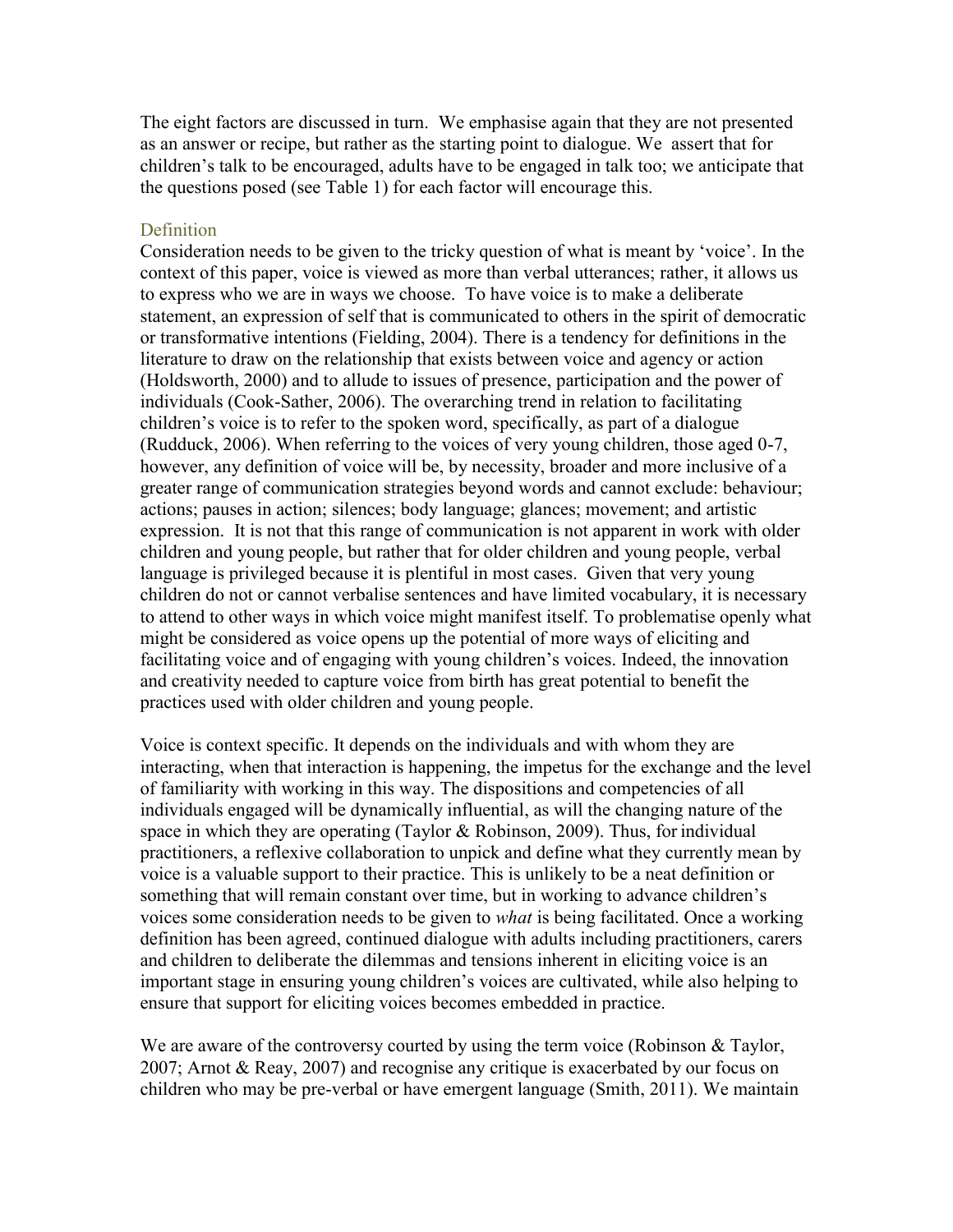The eight factors are discussed in turn. We emphasise again that they are not presented as an answer or recipe, but rather as the starting point to dialogue. We assert that for children's talk to be encouraged, adults have to be engaged in talk too; we anticipate that the questions posed (see Table 1) for each factor will encourage this.

## Definition

Consideration needs to be given to the tricky question of what is meant by 'voice'. In the context of this paper, voice is viewed as more than verbal utterances; rather, it allows us to express who we are in ways we choose. To have voice is to make a deliberate statement, an expression of self that is communicated to others in the spirit of democratic or transformative intentions (Fielding, 2004). There is a tendency for definitions in the literature to draw on the relationship that exists between voice and agency or action (Holdsworth, 2000) and to allude to issues of presence, participation and the power of individuals (Cook-Sather, 2006). The overarching trend in relation to facilitating children's voice is to refer to the spoken word, specifically, as part of a dialogue (Rudduck, 2006). When referring to the voices of very young children, those aged 0-7, however, any definition of voice will be, by necessity, broader and more inclusive of a greater range of communication strategies beyond words and cannot exclude: behaviour; actions; pauses in action; silences; body language; glances; movement; and artistic expression. It is not that this range of communication is not apparent in work with older children and young people, but rather that for older children and young people, verbal language is privileged because it is plentiful in most cases. Given that very young children do not or cannot verbalise sentences and have limited vocabulary, it is necessary to attend to other ways in which voice might manifest itself. To problematise openly what might be considered as voice opens up the potential of more ways of eliciting and facilitating voice and of engaging with young children's voices. Indeed, the innovation and creativity needed to capture voice from birth has great potential to benefit the practices used with older children and young people.

Voice is context specific. It depends on the individuals and with whom they are interacting, when that interaction is happening, the impetus for the exchange and the level of familiarity with working in this way. The dispositions and competencies of all individuals engaged will be dynamically influential, as will the changing nature of the space in which they are operating (Taylor & Robinson, 2009). Thus, for individual practitioners, a reflexive collaboration to unpick and define what they currently mean by voice is a valuable support to their practice. This is unlikely to be a neat definition or something that will remain constant over time, but in working to advance children's voices some consideration needs to be given to *what* is being facilitated. Once a working definition has been agreed, continued dialogue with adults including practitioners, carers and children to deliberate the dilemmas and tensions inherent in eliciting voice is an important stage in ensuring young children's voices are cultivated, while also helping to ensure that support for eliciting voices becomes embedded in practice.

We are aware of the controversy courted by using the term voice (Robinson & Taylor, 2007; Arnot & Reay, 2007) and recognise any critique is exacerbated by our focus on children who may be pre-verbal or have emergent language (Smith, 2011). We maintain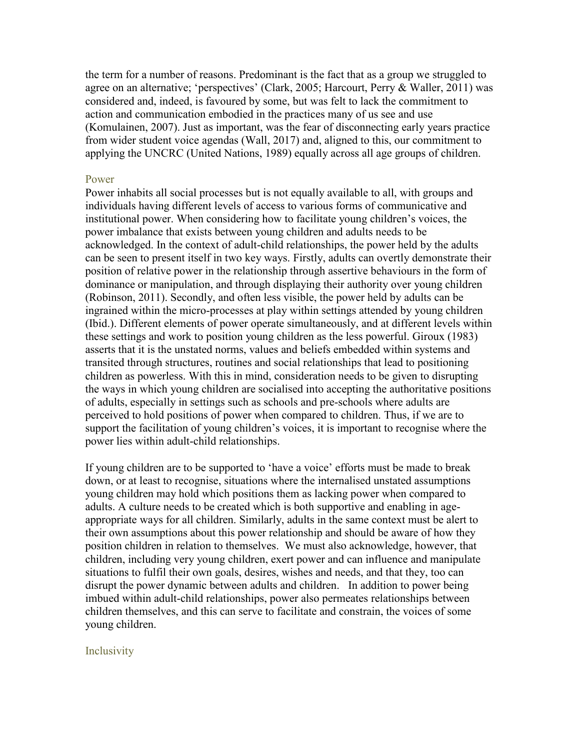the term for a number of reasons. Predominant is the fact that as a group we struggled to agree on an alternative; 'perspectives' (Clark, 2005; Harcourt, Perry & Waller, 2011) was considered and, indeed, is favoured by some, but was felt to lack the commitment to action and communication embodied in the practices many of us see and use (Komulainen, 2007). Just as important, was the fear of disconnecting early years practice from wider student voice agendas (Wall, 2017) and, aligned to this, our commitment to applying the UNCRC (United Nations, 1989) equally across all age groups of children.

## Power

Power inhabits all social processes but is not equally available to all, with groups and individuals having different levels of access to various forms of communicative and institutional power. When considering how to facilitate young children's voices, the power imbalance that exists between young children and adults needs to be acknowledged. In the context of adult-child relationships, the power held by the adults can be seen to present itself in two key ways. Firstly, adults can overtly demonstrate their position of relative power in the relationship through assertive behaviours in the form of dominance or manipulation, and through displaying their authority over young children (Robinson, 2011). Secondly, and often less visible, the power held by adults can be ingrained within the micro-processes at play within settings attended by young children (Ibid.). Different elements of power operate simultaneously, and at different levels within these settings and work to position young children as the less powerful. Giroux (1983) asserts that it is the unstated norms, values and beliefs embedded within systems and transited through structures, routines and social relationships that lead to positioning children as powerless. With this in mind, consideration needs to be given to disrupting the ways in which young children are socialised into accepting the authoritative positions of adults, especially in settings such as schools and pre-schools where adults are perceived to hold positions of power when compared to children. Thus, if we are to support the facilitation of young children's voices, it is important to recognise where the power lies within adult-child relationships.

If young children are to be supported to 'have a voice' efforts must be made to break down, or at least to recognise, situations where the internalised unstated assumptions young children may hold which positions them as lacking power when compared to adults. A culture needs to be created which is both supportive and enabling in age-appropriate ways for all children. Similarly, adults in the same context must be alert to their own assumptions about this power relationship and should be aware of how they position children in relation to themselves. We must also acknowledge, however, that children, including very young children, exert power and can influence and manipulate situations to fulfil their own goals, desires, wishes and needs, and that they, too can disrupt the power dynamic between adults and children. In addition to power being imbued within adult-child relationships, power also permeates relationships between children themselves, and this can serve to facilitate and constrain, the voices of some young children.

## Inclusivity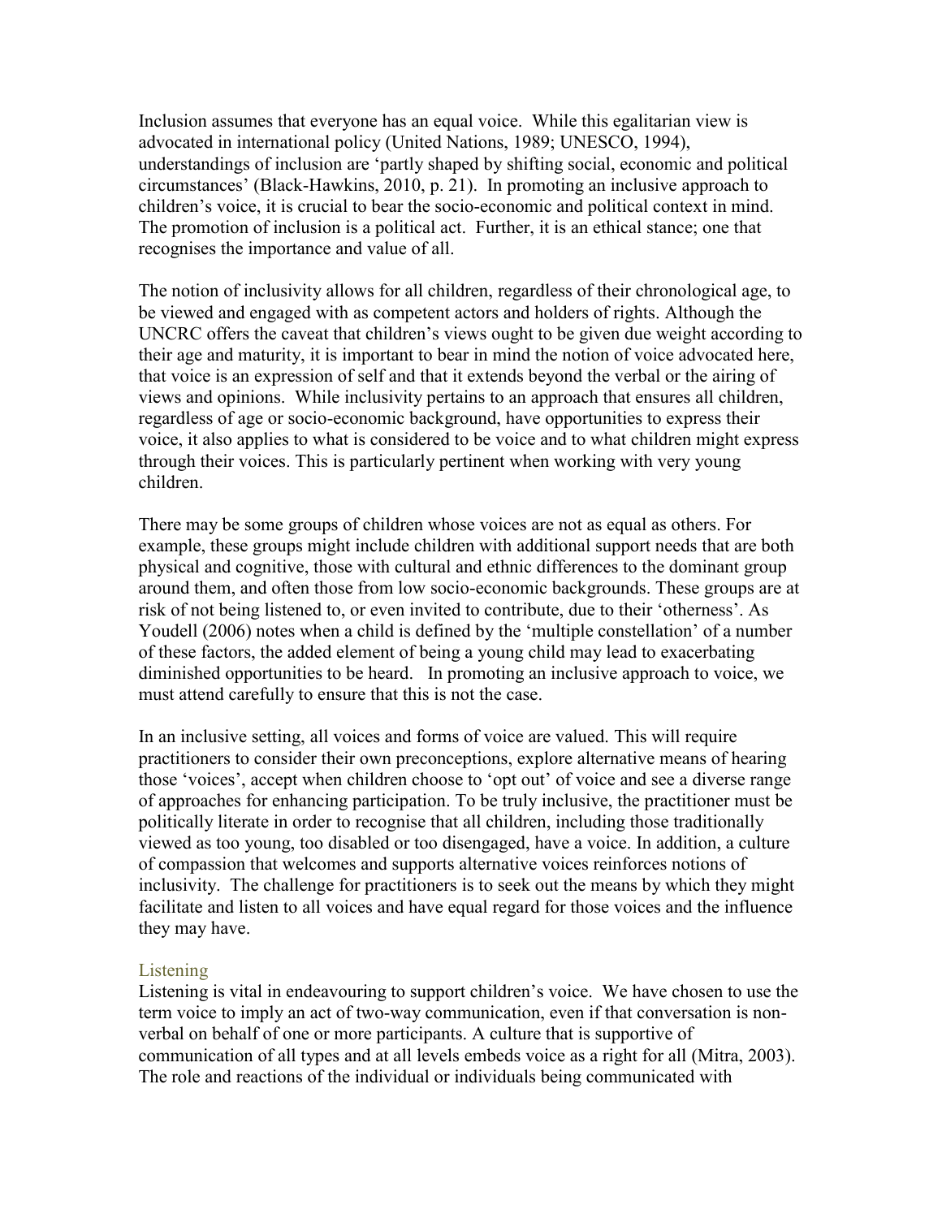Inclusion assumes that everyone has an equal voice. While this egalitarian view is advocated in international policy (United Nations, 1989; UNESCO, 1994), understandings of inclusion are 'partly shaped by shifting social, economic and political circumstances' (Black-Hawkins, 2010, p. 21). In promoting an inclusive approach to children's voice, it is crucial to bear the socio-economic and political context in mind. The promotion of inclusion is a political act. Further, it is an ethical stance; one that recognises the importance and value of all.

The notion of inclusivity allows for all children, regardless of their chronological age, to be viewed and engaged with as competent actors and holders of rights. Although the UNCRC offers the caveat that children's views ought to be given due weight according to their age and maturity, it is important to bear in mind the notion of voice advocated here, that voice is an expression of self and that it extends beyond the verbal or the airing of views and opinions. While inclusivity pertains to an approach that ensures all children, regardless of age or socio-economic background, have opportunities to express their voice, it also applies to what is considered to be voice and to what children might express through their voices. This is particularly pertinent when working with very young children.

There may be some groups of children whose voices are not as equal as others. For example, these groups might include children with additional support needs that are both physical and cognitive, those with cultural and ethnic differences to the dominant group around them, and often those from low socio-economic backgrounds. These groups are at risk of not being listened to, or even invited to contribute, due to their 'otherness'. As Youdell (2006) notes when a child is defined by the 'multiple constellation' of a number of these factors, the added element of being a young child may lead to exacerbating diminished opportunities to be heard. In promoting an inclusive approach to voice, we must attend carefully to ensure that this is not the case.

In an inclusive setting, all voices and forms of voice are valued. This will require practitioners to consider their own preconceptions, explore alternative means of hearing those 'voices', accept when children choose to 'opt out' of voice and see a diverse range of approaches for enhancing participation. To be truly inclusive, the practitioner must be politically literate in order to recognise that all children, including those traditionally viewed as too young, too disabled or too disengaged, have a voice. In addition, a culture of compassion that welcomes and supports alternative voices reinforces notions of inclusivity. The challenge for practitioners is to seek out the means by which they might facilitate and listen to all voices and have equal regard for those voices and the influence they may have.

## Listening

Listening is vital in endeavouring to support children's voice. We have chosen to use the term voice to imply an act of two-way communication, even if that conversation is non-verbal on behalf of one or more participants. A culture that is supportive of communication of all types and at all levels embeds voice as a right for all (Mitra, 2003). The role and reactions of the individual or individuals being communicated with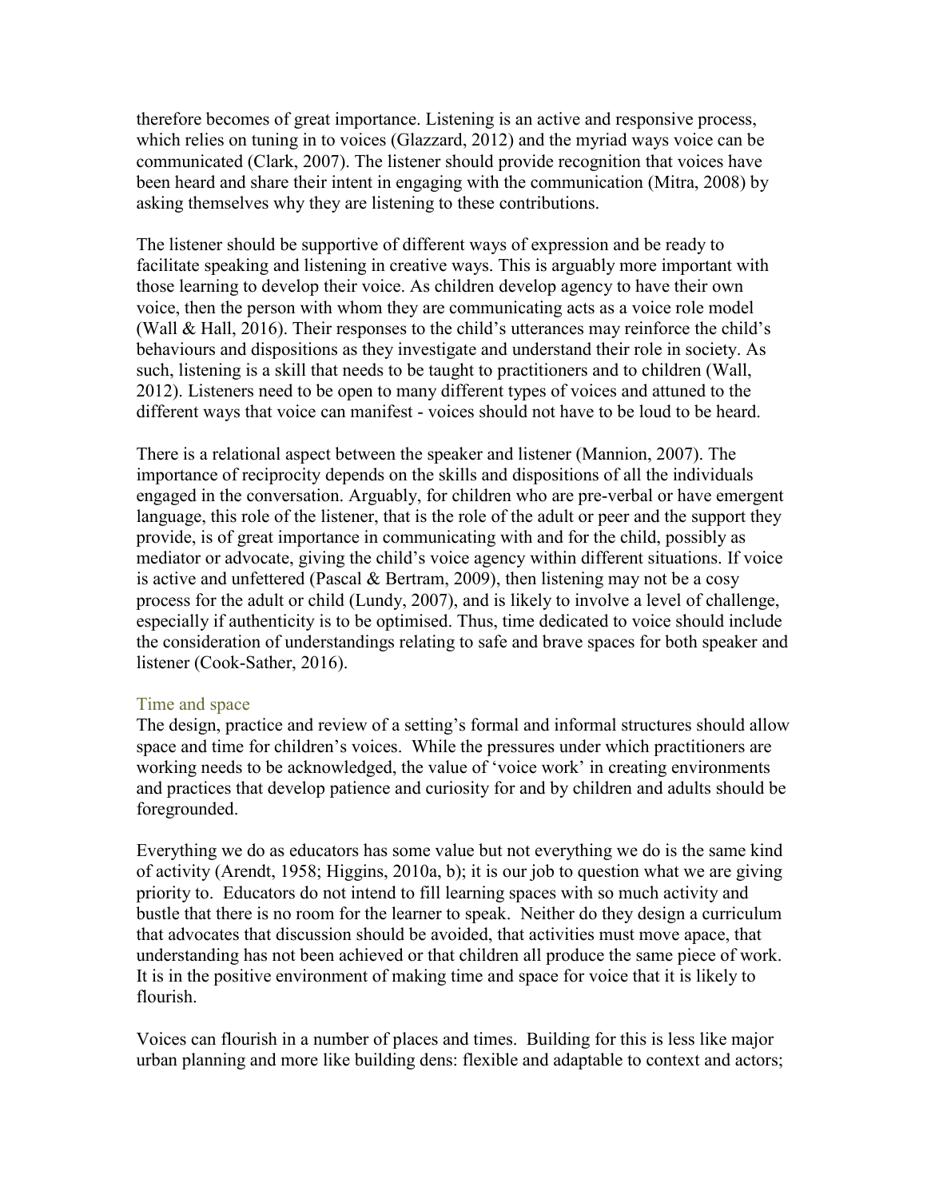therefore becomes of great importance. Listening is an active and responsive process, which relies on tuning in to voices (Glazzard, 2012) and the myriad ways voice can be communicated (Clark, 2007). The listener should provide recognition that voices have been heard and share their intent in engaging with the communication (Mitra, 2008) by asking themselves why they are listening to these contributions.

The listener should be supportive of different ways of expression and be ready to facilitate speaking and listening in creative ways. This is arguably more important with those learning to develop their voice. As children develop agency to have their own voice, then the person with whom they are communicating acts as a voice role model (Wall & Hall, 2016). Their responses to the child's utterances may reinforce the child's behaviours and dispositions as they investigate and understand their role in society. As such, listening is a skill that needs to be taught to practitioners and to children (Wall, 2012). Listeners need to be open to many different types of voices and attuned to the different ways that voice can manifest - voices should not have to be loud to be heard.

There is a relational aspect between the speaker and listener (Mannion, 2007). The importance of reciprocity depends on the skills and dispositions of all the individuals engaged in the conversation. Arguably, for children who are pre-verbal or have emergent language, this role of the listener, that is the role of the adult or peer and the support they provide, is of great importance in communicating with and for the child, possibly as mediator or advocate, giving the child's voice agency within different situations. If voice is active and unfettered (Pascal & Bertram, 2009), then listening may not be a cosy process for the adult or child (Lundy, 2007), and is likely to involve a level of challenge, especially if authenticity is to be optimised. Thus, time dedicated to voice should include the consideration of understandings relating to safe and brave spaces for both speaker and listener (Cook-Sather, 2016).

### Time and space

The design, practice and review of a setting's formal and informal structures should allow space and time for children's voices. While the pressures under which practitioners are working needs to be acknowledged, the value of 'voice work' in creating environments and practices that develop patience and curiosity for and by children and adults should be foregrounded.

Everything we do as educators has some value but not everything we do is the same kind of activity (Arendt, 1958; Higgins, 2010a, b); it is our job to question what we are giving priority to. Educators do not intend to fill learning spaces with so much activity and bustle that there is no room for the learner to speak. Neither do they design a curriculum that advocates that discussion should be avoided, that activities must move apace, that understanding has not been achieved or that children all produce the same piece of work. It is in the positive environment of making time and space for voice that it is likely to flourish.

Voices can flourish in a number of places and times. Building for this is less like major urban planning and more like building dens: flexible and adaptable to context and actors;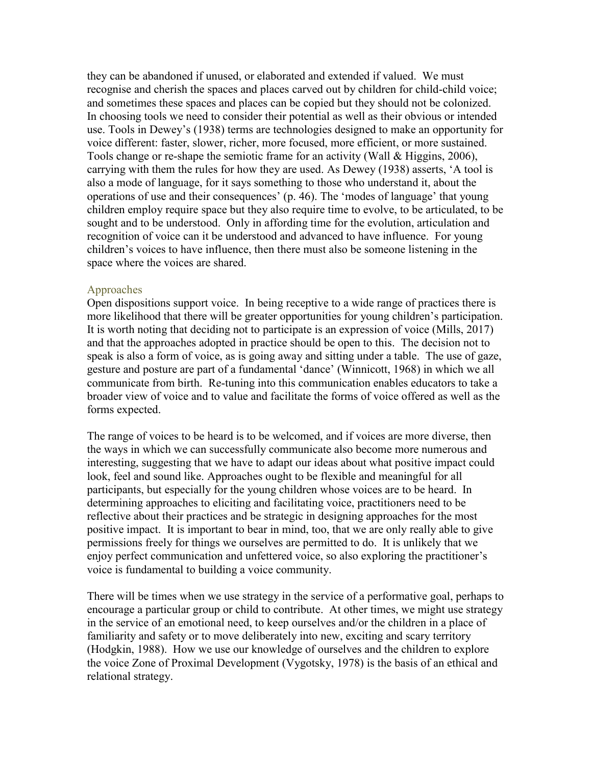they can be abandoned if unused, or elaborated and extended if valued. We must recognise and cherish the spaces and places carved out by children for child-child voice; and sometimes these spaces and places can be copied but they should not be colonized. In choosing tools we need to consider their potential as well as their obvious or intended use. Tools in Dewey's (1938) terms are technologies designed to make an opportunity for voice different: faster, slower, richer, more focused, more efficient, or more sustained. Tools change or re-shape the semiotic frame for an activity (Wall & Higgins, 2006), carrying with them the rules for how they are used. As Dewey (1938) asserts, 'A tool is also a mode of language, for it says something to those who understand it, about the operations of use and their consequences' (p. 46). The 'modes of language' that young children employ require space but they also require time to evolve, to be articulated, to be sought and to be understood. Only in affording time for the evolution, articulation and recognition of voice can it be understood and advanced to have influence. For young children's voices to have influence, then there must also be someone listening in the space where the voices are shared.

### Approaches

Open dispositions support voice. In being receptive to a wide range of practices there is more likelihood that there will be greater opportunities for young children's participation. It is worth noting that deciding not to participate is an expression of voice (Mills, 2017) and that the approaches adopted in practice should be open to this. The decision not to speak is also a form of voice, as is going away and sitting under a table. The use of gaze, gesture and posture are part of a fundamental 'dance' (Winnicott, 1968) in which we all communicate from birth. Re-tuning into this communication enables educators to take a broader view of voice and to value and facilitate the forms of voice offered as well as the forms expected.

The range of voices to be heard is to be welcomed, and if voices are more diverse, then the ways in which we can successfully communicate also become more numerous and interesting, suggesting that we have to adapt our ideas about what positive impact could look, feel and sound like. Approaches ought to be flexible and meaningful for all participants, but especially for the young children whose voices are to be heard. In determining approaches to eliciting and facilitating voice, practitioners need to be reflective about their practices and be strategic in designing approaches for the most positive impact. It is important to bear in mind, too, that we are only really able to give permissions freely for things we ourselves are permitted to do. It is unlikely that we enjoy perfect communication and unfettered voice, so also exploring the practitioner's voice is fundamental to building a voice community.

There will be times when we use strategy in the service of a performative goal, perhaps to encourage a particular group or child to contribute. At other times, we might use strategy in the service of an emotional need, to keep ourselves and/or the children in a place of familiarity and safety or to move deliberately into new, exciting and scary territory (Hodgkin, 1988). How we use our knowledge of ourselves and the children to explore the voice Zone of Proximal Development (Vygotsky, 1978) is the basis of an ethical and relational strategy.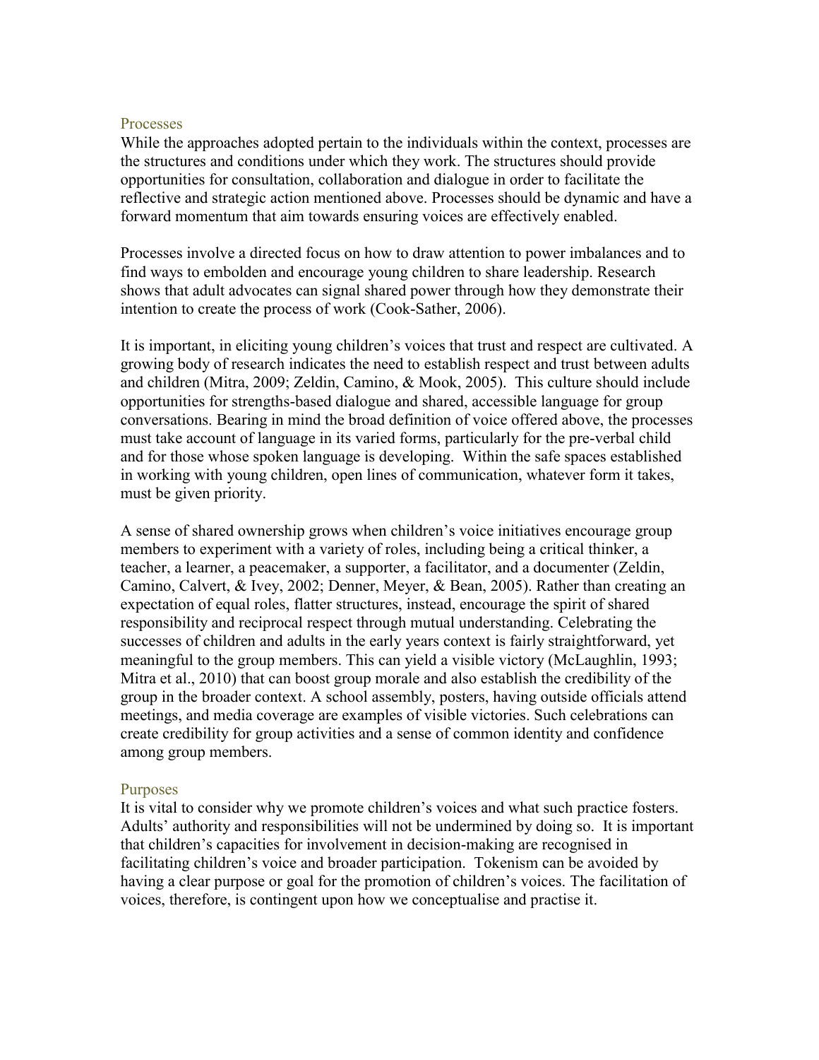## Processes

While the approaches adopted pertain to the individuals within the context, processes are the structures and conditions under which they work. The structures should provide opportunities for consultation, collaboration and dialogue in order to facilitate the reflective and strategic action mentioned above. Processes should be dynamic and have a forward momentum that aim towards ensuring voices are effectively enabled.

Processes involve a directed focus on how to draw attention to power imbalances and to find ways to embolden and encourage young children to share leadership. Research shows that adult advocates can signal shared power through how they demonstrate their intention to create the process of work (Cook-Sather, 2006).

It is important, in eliciting young children's voices that trust and respect are cultivated. A growing body of research indicates the need to establish respect and trust between adults and children (Mitra, 2009; Zeldin, Camino, & Mook, 2005). This culture should include opportunities for strengths-based dialogue and shared, accessible language for group conversations. Bearing in mind the broad definition of voice offered above, the processes must take account of language in its varied forms, particularly for the pre-verbal child and for those whose spoken language is developing. Within the safe spaces established in working with young children, open lines of communication, whatever form it takes, must be given priority.

A sense of shared ownership grows when children's voice initiatives encourage group members to experiment with a variety of roles, including being a critical thinker, a teacher, a learner, a peacemaker, a supporter, a facilitator, and a documenter (Zeldin, Camino, Calvert, & Ivey, 2002; Denner, Meyer, & Bean, 2005). Rather than creating an expectation of equal roles, flatter structures, instead, encourage the spirit of shared responsibility and reciprocal respect through mutual understanding. Celebrating the successes of children and adults in the early years context is fairly straightforward, yet meaningful to the group members. This can yield a visible victory (McLaughlin, 1993; Mitra et al., 2010) that can boost group morale and also establish the credibility of the group in the broader context. A school assembly, posters, having outside officials attend meetings, and media coverage are examples of visible victories. Such celebrations can create credibility for group activities and a sense of common identity and confidence among group members.

## Purposes

It is vital to consider why we promote children's voices and what such practice fosters. Adults' authority and responsibilities will not be undermined by doing so. It is important that children's capacities for involvement in decision-making are recognised in facilitating children's voice and broader participation. Tokenism can be avoided by having a clear purpose or goal for the promotion of children's voices. The facilitation of voices, therefore, is contingent upon how we conceptualise and practise it.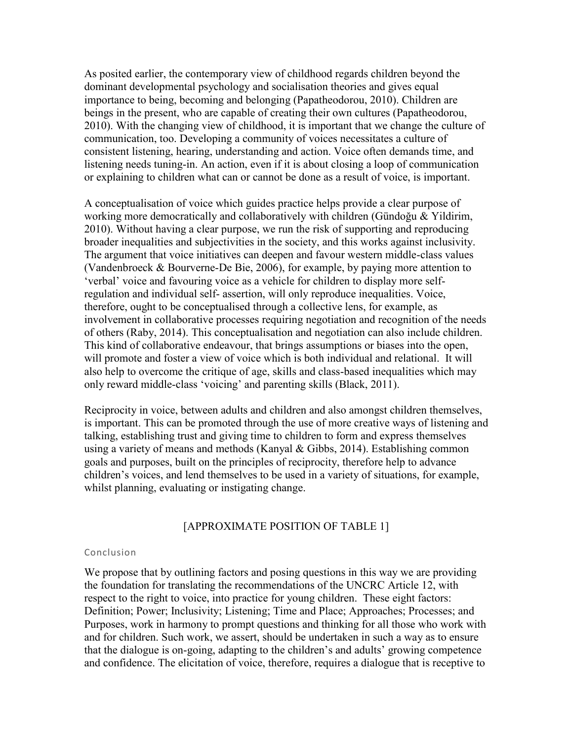As posited earlier, the contemporary view of childhood regards children beyond the dominant developmental psychology and socialisation theories and gives equal importance to being, becoming and belonging (Papatheodorou, 2010). Children are beings in the present, who are capable of creating their own cultures (Papatheodorou, 2010). With the changing view of childhood, it is important that we change the culture of communication, too. Developing a community of voices necessitates a culture of consistent listening, hearing, understanding and action. Voice often demands time, and listening needs tuning-in. An action, even if it is about closing a loop of communication or explaining to children what can or cannot be done as a result of voice, is important.

A conceptualisation of voice which guides practice helps provide a clear purpose of working more democratically and collaboratively with children (Gündoğu & Yildirim, 2010). Without having a clear purpose, we run the risk of supporting and reproducing broader inequalities and subjectivities in the society, and this works against inclusivity. The argument that voice initiatives can deepen and favour western middle-class values (Vandenbroeck & Bourverne-De Bie, 2006), for example, by paying more attention to 'verbal' voice and favouring voice as a vehicle for children to display more self-regulation and individual self- assertion, will only reproduce inequalities. Voice, therefore, ought to be conceptualised through a collective lens, for example, as involvement in collaborative processes requiring negotiation and recognition of the needs of others (Raby, 2014). This conceptualisation and negotiation can also include children. This kind of collaborative endeavour, that brings assumptions or biases into the open, will promote and foster a view of voice which is both individual and relational. It will also help to overcome the critique of age, skills and class-based inequalities which may only reward middle-class 'voicing' and parenting skills (Black, 2011).

Reciprocity in voice, between adults and children and also amongst children themselves, is important. This can be promoted through the use of more creative ways of listening and talking, establishing trust and giving time to children to form and express themselves using a variety of means and methods (Kanyal & Gibbs, 2014). Establishing common goals and purposes, built on the principles of reciprocity, therefore help to advance children's voices, and lend themselves to be used in a variety of situations, for example, whilst planning, evaluating or instigating change.

[APPROXIMATE POSITION OF TABLE 1]

## Conclusion

We propose that by outlining factors and posing questions in this way we are providing the foundation for translating the recommendations of the UNCRC Article 12, with respect to the right to voice, into practice for young children. These eight factors: Definition; Power; Inclusivity; Listening; Time and Place; Approaches; Processes; and Purposes, work in harmony to prompt questions and thinking for all those who work with and for children. Such work, we assert, should be undertaken in such a way as to ensure that the dialogue is on-going, adapting to the children's and adults' growing competence and confidence. The elicitation of voice, therefore, requires a dialogue that is receptive to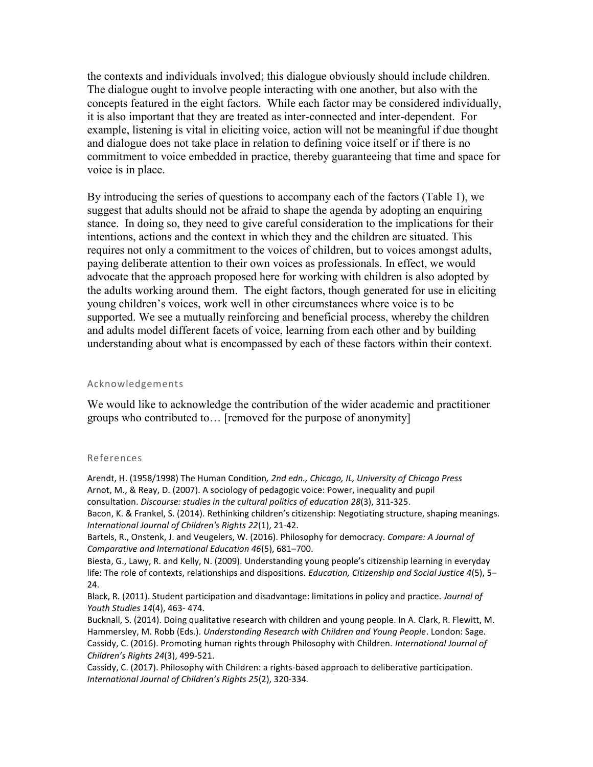the contexts and individuals involved; this dialogue obviously should include children. The dialogue ought to involve people interacting with one another, but also with the concepts featured in the eight factors. While each factor may be considered individually, it is also important that they are treated as inter-connected and inter-dependent. For example, listening is vital in eliciting voice, action will not be meaningful if due thought and dialogue does not take place in relation to defining voice itself or if there is no commitment to voice embedded in practice, thereby guaranteeing that time and space for voice is in place.

By introducing the series of questions to accompany each of the factors (Table 1), we suggest that adults should not be afraid to shape the agenda by adopting an enquiring stance. In doing so, they need to give careful consideration to the implications for their intentions, actions and the context in which they and the children are situated. This requires not only a commitment to the voices of children, but to voices amongst adults, paying deliberate attention to their own voices as professionals. In effect, we would advocate that the approach proposed here for working with children is also adopted by the adults working around them. The eight factors, though generated for use in eliciting young children's voices, work well in other circumstances where voice is to be supported. We see a mutually reinforcing and beneficial process, whereby the children and adults model different facets of voice, learning from each other and by building understanding about what is encompassed by each of these factors within their context.

## Acknowledgements

We would like to acknowledge the contribution of the wider academic and practitioner groups who contributed to… [removed for the purpose of anonymity]

## References

Arendt, H. (1958/1998) The Human Condition*, 2nd edn., Chicago, IL, University of Chicago Press*

Arnot, M., & Reay, D. (2007). A sociology of pedagogic voice: Power, inequality and pupil consultation. *Discourse: studies in the cultural politics of education 28*(3), 311-325.

Bacon, K. & Frankel, S. (2014). Rethinking children's citizenship: Negotiating structure, shaping meanings. *International Journal of Children's Rights 22*(1), 21-42.

Bartels, R., Onstenk, J. and Veugelers, W. (2016). Philosophy for democracy. *Compare: A Journal of Comparative and International Education 46*(5), 681–700.

Biesta, G., Lawy, R. and Kelly, N. (2009). Understanding young people's citizenship learning in everyday life: The role of contexts, relationships and dispositions. *Education, Citizenship and Social Justice 4*(5), 5–24.

Black, R. (2011). Student participation and disadvantage: limitations in policy and practice. *Journal of Youth Studies 14*(4), 463- 474.

Bucknall, S. (2014). Doing qualitative research with children and young people. In A. Clark, R. Flewitt, M. Hammersley, M. Robb (Eds.). *Understanding Research with Children and Young People*. London: Sage.

Cassidy, C. (2016). Promoting human rights through Philosophy with Children. *International Journal of Children's Rights 24*(3), 499-521.

Cassidy, C. (2017). Philosophy with Children: a rights-based approach to deliberative participation. *International Journal of Children's Rights 25*(2), 320-334*.*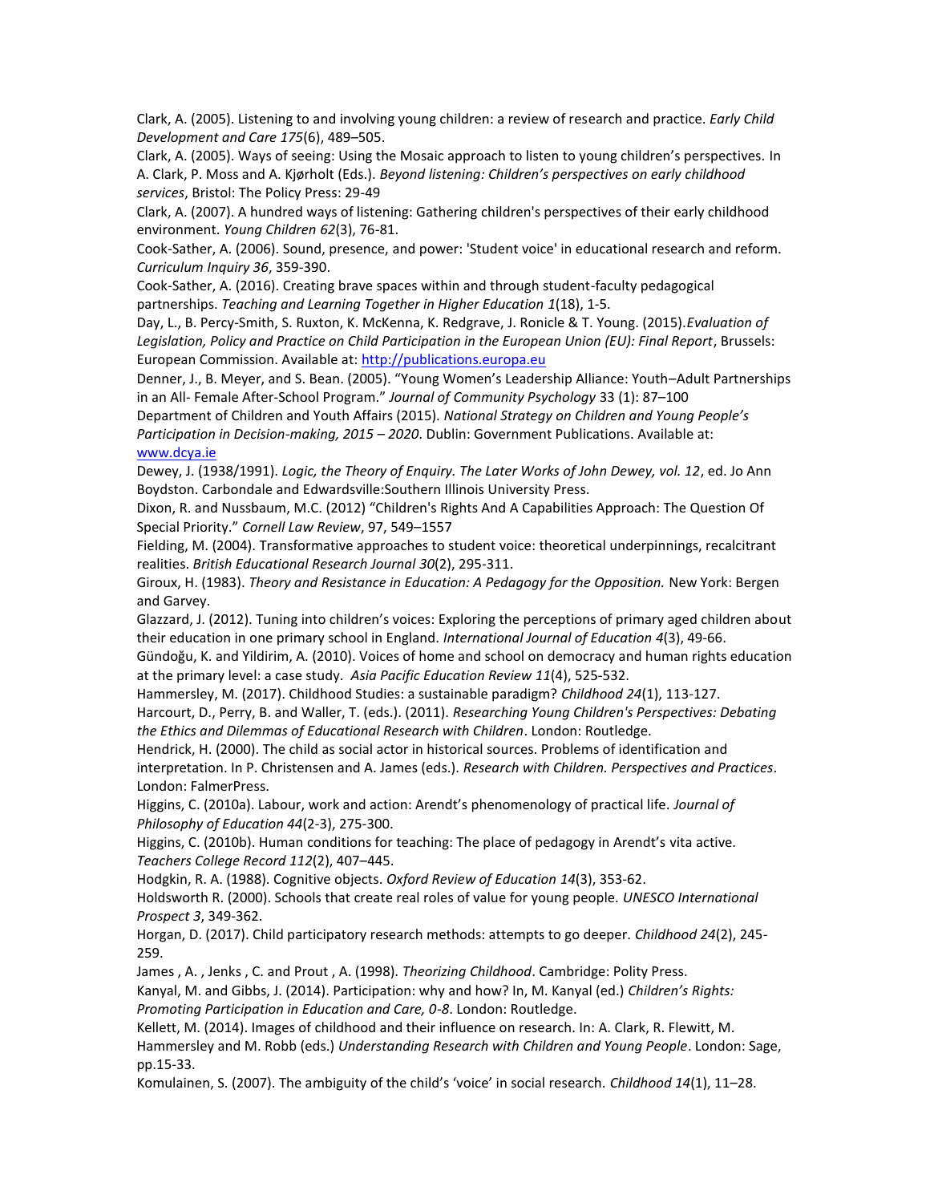Clark, A. (2005). Listening to and involving young children: a review of research and practice. *Early Child Development and Care 175*(6), 489–505.

Clark, A. (2005). Ways of seeing: Using the Mosaic approach to listen to young children's perspectives. In A. Clark, P. Moss and A. Kjørholt (Eds.). *Beyond listening: Children's perspectives on early childhood services*, Bristol: The Policy Press: 29-49

Clark, A. (2007). A hundred ways of listening: Gathering children's perspectives of their early childhood environment. *Young Children 62*(3), 76-81.

Cook-Sather, A. (2006). Sound, presence, and power: 'Student voice' in educational research and reform. *Curriculum Inquiry 36*, 359-390.

Cook-Sather, A. (2016). Creating brave spaces within and through student-faculty pedagogical partnerships. *Teaching and Learning Together in Higher Education 1*(18), 1-5.

Day, L., B. Percy-Smith, S. Ruxton, K. McKenna, K. Redgrave, J. Ronicle & T. Young. (2015).*Evaluation of Legislation, Policy and Practice on Child Participation in the European Union (EU): Final Report*, Brussels: European Commission. Available at: http://publications.europa.eu

Denner, J., B. Meyer, and S. Bean. (2005). "Young Women's Leadership Alliance: Youth–Adult Partnerships in an All- Female After-School Program." *Journal of Community Psychology* 33 (1): 87–100

Department of Children and Youth Affairs (2015). *National Strategy on Children and Young People's Participation in Decision-making, 2015 – 2020*. Dublin: Government Publications. Available at: www.dcya.ie

Dewey, J. (1938/1991). *Logic, the Theory of Enquiry. The Later Works of John Dewey, vol. 12*, ed. Jo Ann Boydston. Carbondale and Edwardsville:Southern Illinois University Press.

Dixon, R. and Nussbaum, M.C. (2012) "Children's Rights And A Capabilities Approach: The Question Of Special Priority." *Cornell Law Review*, 97, 549–1557

Fielding, M. (2004). Transformative approaches to student voice: theoretical underpinnings, recalcitrant realities. *British Educational Research Journal 30*(2), 295-311.

Giroux, H. (1983). *Theory and Resistance in Education: A Pedagogy for the Opposition.* New York: Bergen and Garvey.

Glazzard, J. (2012). Tuning into children's voices: Exploring the perceptions of primary aged children about their education in one primary school in England. *International Journal of Education 4*(3), 49-66.

Gündoğu, K. and Yildirim, A. (2010). Voices of home and school on democracy and human rights education at the primary level: a case study. *Asia Pacific Education Review 11*(4), 525-532.

Hammersley, M. (2017). Childhood Studies: a sustainable paradigm? *Childhood 24*(1), 113-127.

Harcourt, D., Perry, B. and Waller, T. (eds.). (2011). *Researching Young Children's Perspectives: Debating the Ethics and Dilemmas of Educational Research with Children*. London: Routledge.

Hendrick, H. (2000). The child as social actor in historical sources. Problems of identification and interpretation. In P. Christensen and A. James (eds.). *Research with Children. Perspectives and Practices*. London: FalmerPress.

Higgins, C. (2010a). Labour, work and action: Arendt's phenomenology of practical life. *Journal of Philosophy of Education 44*(2-3), 275-300.

Higgins, C. (2010b). Human conditions for teaching: The place of pedagogy in Arendt's vita active. *Teachers College Record 112*(2), 407–445.

Hodgkin, R. A. (1988). Cognitive objects. *Oxford Review of Education 14*(3), 353-62.

Holdsworth R. (2000). Schools that create real roles of value for young people. *UNESCO International Prospect 3*, 349-362.

Horgan, D. (2017). Child participatory research methods: attempts to go deeper. *Childhood 24*(2), 245-259.

James , A. , Jenks , C. and Prout , A. (1998). *Theorizing Childhood*. Cambridge: Polity Press.

Kanyal, M. and Gibbs, J. (2014). Participation: why and how? In, M. Kanyal (ed.) *Children's Rights: Promoting Participation in Education and Care, 0-8*. London: Routledge.

Kellett, M. (2014). Images of childhood and their influence on research. In: A. Clark, R. Flewitt, M. Hammersley and M. Robb (eds.) *Understanding Research with Children and Young People*. London: Sage, pp.15-33.

Komulainen, S. (2007). The ambiguity of the child's 'voice' in social research. *Childhood 14*(1), 11–28.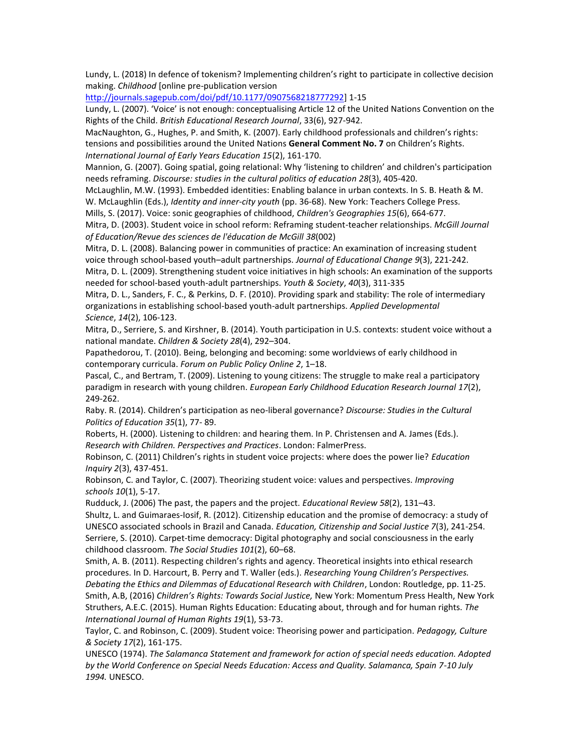Lundy, L. (2018) In defence of tokenism? Implementing children's right to participate in collective decision making. *Childhood* [online pre-publication version http://journals.sagepub.com/doi/pdf/10.1177/0907568218777292] 1-15

Lundy, L. (2007). 'Voice' is not enough: conceptualising Article 12 of the United Nations Convention on the Rights of the Child. *British Educational Research Journal*, 33(6), 927-942.

MacNaughton, G., Hughes, P. and Smith, K. (2007). Early childhood professionals and children's rights: tensions and possibilities around the United Nations **General Comment No. 7** on Children's Rights. *International Journal of Early Years Education 15*(2), 161-170.

Mannion, G. (2007). Going spatial, going relational: Why 'listening to children' and children's participation needs reframing. *Discourse: studies in the cultural politics of education 28*(3), 405-420.

McLaughlin, M.W. (1993). Embedded identities: Enabling balance in urban contexts. In S. B. Heath & M. W. McLaughlin (Eds.), *Identity and inner-city youth* (pp. 36-68). New York: Teachers College Press.

Mills, S. (2017). Voice: sonic geographies of childhood, *Children's Geographies 15*(6), 664-677.

Mitra, D. (2003). Student voice in school reform: Reframing student-teacher relationships. *McGill Journal of Education/Revue des sciences de l'éducation de McGill 38*(002)

Mitra, D. L. (2008). Balancing power in communities of practice: An examination of increasing student voice through school-based youth–adult partnerships. *Journal of Educational Change 9*(3), 221-242.

Mitra, D. L. (2009). Strengthening student voice initiatives in high schools: An examination of the supports needed for school-based youth-adult partnerships. *Youth & Society*, *40*(3), 311-335

Mitra, D. L., Sanders, F. C., & Perkins, D. F. (2010). Providing spark and stability: The role of intermediary organizations in establishing school-based youth-adult partnerships. *Applied Developmental Science*, *14*(2), 106-123.

Mitra, D., Serriere, S. and Kirshner, B. (2014). Youth participation in U.S. contexts: student voice without a national mandate. *Children & Society 28*(4), 292–304.

Papathedorou, T. (2010). Being, belonging and becoming: some worldviews of early childhood in contemporary curricula. *Forum on Public Policy Online 2*, 1–18.

Pascal, C., and Bertram, T. (2009). Listening to young citizens: The struggle to make real a participatory paradigm in research with young children. *European Early Childhood Education Research Journal 17*(2), 249-262.

Raby. R. (2014). Children's participation as neo-liberal governance? *Discourse: Studies in the Cultural Politics of Education 35*(1), 77- 89.

Roberts, H. (2000). Listening to children: and hearing them. In P. Christensen and A. James (Eds.). *Research with Children. Perspectives and Practices*. London: FalmerPress.

Robinson, C. (2011) Children's rights in student voice projects: where does the power lie? *Education Inquiry 2*(3), 437-451.

Robinson, C. and Taylor, C. (2007). Theorizing student voice: values and perspectives. *Improving schools 10*(1), 5-17.

Rudduck, J. (2006) The past, the papers and the project. *Educational Review 58*(2), 131–43.

Shultz, L. and Guimaraes-Iosif, R. (2012). Citizenship education and the promise of democracy: a study of UNESCO associated schools in Brazil and Canada. *Education, Citizenship and Social Justice 7*(3), 241-254.

Serriere, S. (2010). Carpet-time democracy: Digital photography and social consciousness in the early childhood classroom. *The Social Studies 101*(2), 60–68.

Smith, A. B. (2011). Respecting children's rights and agency. Theoretical insights into ethical research procedures. In D. Harcourt, B. Perry and T. Waller (eds.). *Researching Young Children's Perspectives. Debating the Ethics and Dilemmas of Educational Research with Children*, London: Routledge, pp. 11-25.

Smith, A.B, (2016) *Children's Rights: Towards Social Justice,* New York: Momentum Press Health, New York

Struthers, A.E.C. (2015). Human Rights Education: Educating about, through and for human rights. *The International Journal of Human Rights 19*(1), 53-73.

Taylor, C. and Robinson, C. (2009). Student voice: Theorising power and participation. *Pedagogy, Culture & Society 17*(2), 161-175.

UNESCO (1974). *The Salamanca Statement and framework for action of special needs education. Adopted by the World Conference on Special Needs Education: Access and Quality. Salamanca, Spain 7-10 July 1994.* UNESCO.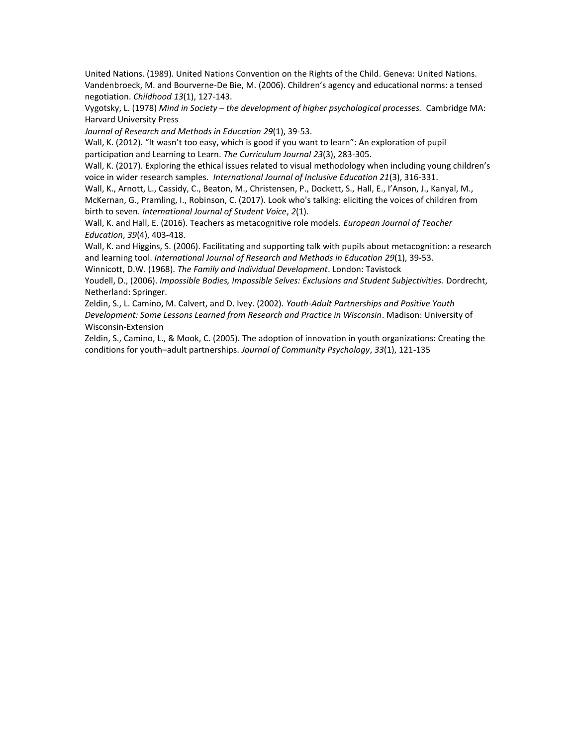United Nations. (1989). United Nations Convention on the Rights of the Child. Geneva: United Nations.

Vandenbroeck, M. and Bourverne-De Bie, M. (2006). Children's agency and educational norms: a tensed negotiation. *Childhood 13*(1), 127-143.

Vygotsky, L. (1978) *Mind in Society – the development of higher psychological processes.* Cambridge MA: Harvard University Press

*Journal of Research and Methods in Education 29*(1), 39-53.

Wall, K. (2012). "It wasn't too easy, which is good if you want to learn": An exploration of pupil participation and Learning to Learn. *The Curriculum Journal 23*(3), 283-305.

Wall, K. (2017). Exploring the ethical issues related to visual methodology when including young children's voice in wider research samples. *International Journal of Inclusive Education 21*(3), 316-331.

Wall, K., Arnott, L., Cassidy, C., Beaton, M., Christensen, P., Dockett, S., Hall, E., I'Anson, J., Kanyal, M., McKernan, G., Pramling, I., Robinson, C. (2017). Look who's talking: eliciting the voices of children from birth to seven. *International Journal of Student Voice*, *2*(1).

Wall, K. and Hall, E. (2016). Teachers as metacognitive role models. *European Journal of Teacher Education*, *39*(4), 403-418.

Wall, K. and Higgins, S. (2006). Facilitating and supporting talk with pupils about metacognition: a research and learning tool. *International Journal of Research and Methods in Education 29*(1), 39-53.

Winnicott, D.W. (1968). *The Family and Individual Development*. London: Tavistock

Youdell, D., (2006). *Impossible Bodies, Impossible Selves: Exclusions and Student Subjectivities.* Dordrecht, Netherland: Springer.

Zeldin, S., L. Camino, M. Calvert, and D. Ivey. (2002). *Youth-Adult Partnerships and Positive Youth Development: Some Lessons Learned from Research and Practice in Wisconsin*. Madison: University of Wisconsin-Extension

Zeldin, S., Camino, L., & Mook, C. (2005). The adoption of innovation in youth organizations: Creating the conditions for youth–adult partnerships. *Journal of Community Psychology*, *33*(1), 121-135